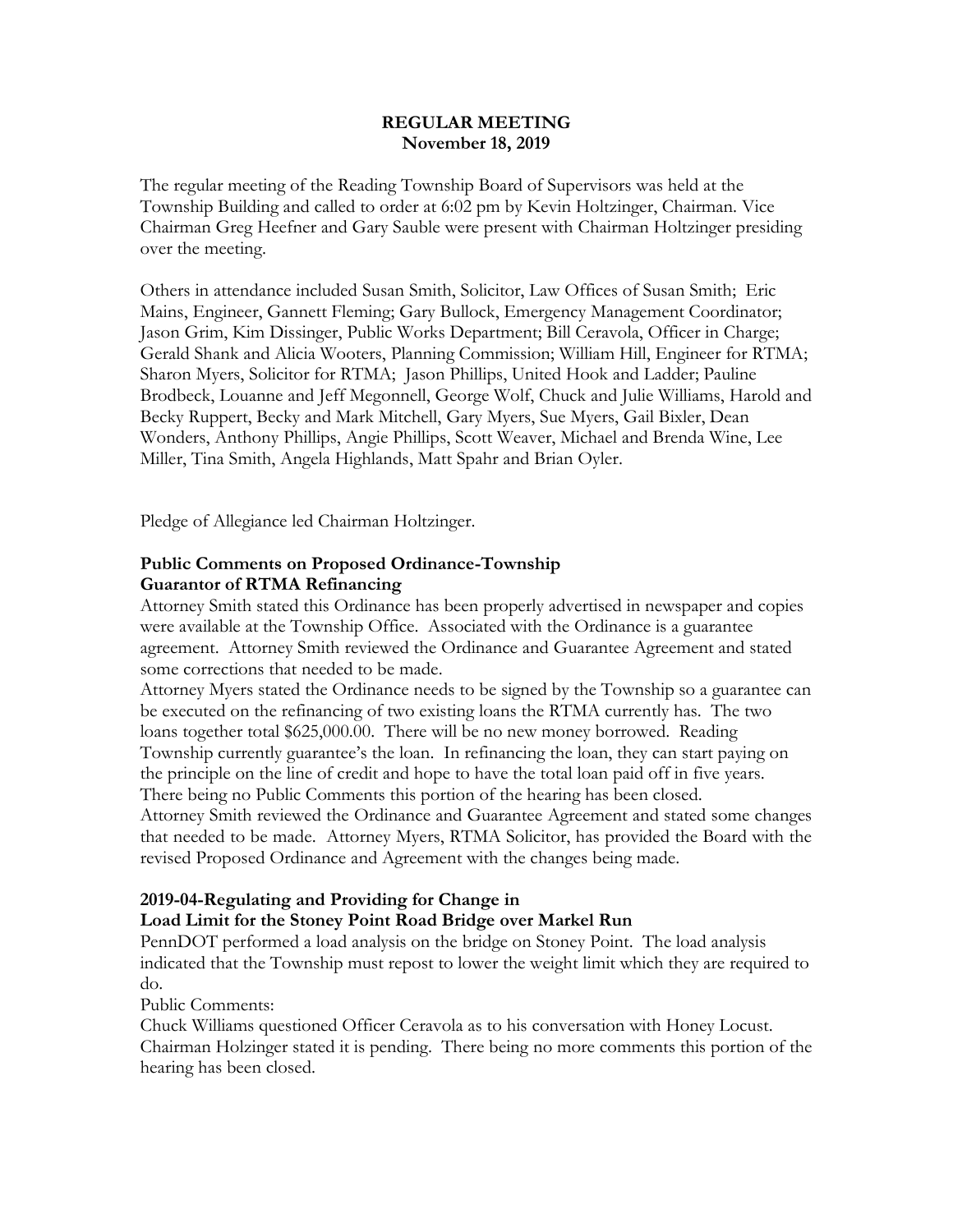**REGULAR MEETING**
**November 18, 2019**

The regular meeting of the Reading Township Board of Supervisors was held at the Township Building and called to order at 6:02 pm by Kevin Holtzinger, Chairman. Vice Chairman Greg Heefner and Gary Sauble were present with Chairman Holtzinger presiding over the meeting.

Others in attendance included Susan Smith, Solicitor, Law Offices of Susan Smith; Eric Mains, Engineer, Gannett Fleming; Gary Bullock, Emergency Management Coordinator; Jason Grim, Kim Dissinger, Public Works Department; Bill Ceravola, Officer in Charge; Gerald Shank and Alicia Wooters, Planning Commission; William Hill, Engineer for RTMA; Sharon Myers, Solicitor for RTMA; Jason Phillips, United Hook and Ladder; Pauline Brodbeck, Louanne and Jeff Megonnell, George Wolf, Chuck and Julie Williams, Harold and Becky Ruppert, Becky and Mark Mitchell, Gary Myers, Sue Myers, Gail Bixler, Dean Wonders, Anthony Phillips, Angie Phillips, Scott Weaver, Michael and Brenda Wine, Lee Miller, Tina Smith, Angela Highlands, Matt Spahr and Brian Oyler.

Pledge of Allegiance led Chairman Holtzinger.

**Public Comments on Proposed Ordinance-Township Guarantor of RTMA Refinancing**

Attorney Smith stated this Ordinance has been properly advertised in newspaper and copies were available at the Township Office. Associated with the Ordinance is a guarantee agreement. Attorney Smith reviewed the Ordinance and Guarantee Agreement and stated some corrections that needed to be made.

Attorney Myers stated the Ordinance needs to be signed by the Township so a guarantee can be executed on the refinancing of two existing loans the RTMA currently has. The two loans together total $625,000.00. There will be no new money borrowed. Reading Township currently guarantee's the loan. In refinancing the loan, they can start paying on the principle on the line of credit and hope to have the total loan paid off in five years. There being no Public Comments this portion of the hearing has been closed.

Attorney Smith reviewed the Ordinance and Guarantee Agreement and stated some changes that needed to be made. Attorney Myers, RTMA Solicitor, has provided the Board with the revised Proposed Ordinance and Agreement with the changes being made.

**2019-04-Regulating and Providing for Change in Load Limit for the Stoney Point Road Bridge over Markel Run**

PennDOT performed a load analysis on the bridge on Stoney Point. The load analysis indicated that the Township must repost to lower the weight limit which they are required to do.

Public Comments:

Chuck Williams questioned Officer Ceravola as to his conversation with Honey Locust. Chairman Holzinger stated it is pending. There being no more comments this portion of the hearing has been closed.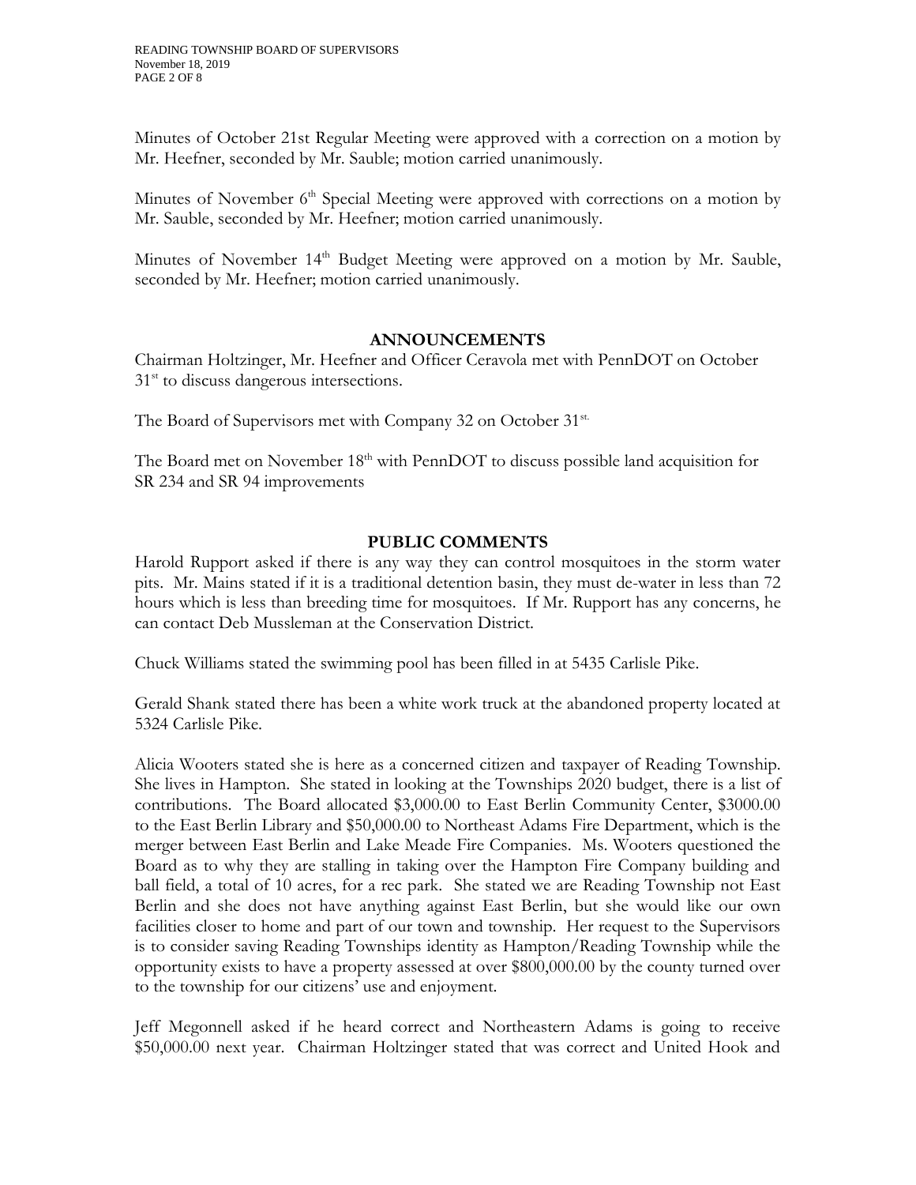Minutes of October 21st Regular Meeting were approved with a correction on a motion by Mr. Heefner, seconded by Mr. Sauble; motion carried unanimously.

Minutes of November 6th Special Meeting were approved with corrections on a motion by Mr. Sauble, seconded by Mr. Heefner; motion carried unanimously.

Minutes of November 14th Budget Meeting were approved on a motion by Mr. Sauble, seconded by Mr. Heefner; motion carried unanimously.

## ANNOUNCEMENTS

Chairman Holtzinger, Mr. Heefner and Officer Ceravola met with PennDOT on October 31st to discuss dangerous intersections.

The Board of Supervisors met with Company 32 on October 31st.

The Board met on November 18th with PennDOT to discuss possible land acquisition for SR 234 and SR 94 improvements

## PUBLIC COMMENTS

Harold Rupport asked if there is any way they can control mosquitoes in the storm water pits. Mr. Mains stated if it is a traditional detention basin, they must de-water in less than 72 hours which is less than breeding time for mosquitoes. If Mr. Rupport has any concerns, he can contact Deb Mussleman at the Conservation District.

Chuck Williams stated the swimming pool has been filled in at 5435 Carlisle Pike.

Gerald Shank stated there has been a white work truck at the abandoned property located at 5324 Carlisle Pike.

Alicia Wooters stated she is here as a concerned citizen and taxpayer of Reading Township. She lives in Hampton. She stated in looking at the Townships 2020 budget, there is a list of contributions. The Board allocated $3,000.00 to East Berlin Community Center, $3000.00 to the East Berlin Library and $50,000.00 to Northeast Adams Fire Department, which is the merger between East Berlin and Lake Meade Fire Companies. Ms. Wooters questioned the Board as to why they are stalling in taking over the Hampton Fire Company building and ball field, a total of 10 acres, for a rec park. She stated we are Reading Township not East Berlin and she does not have anything against East Berlin, but she would like our own facilities closer to home and part of our town and township. Her request to the Supervisors is to consider saving Reading Townships identity as Hampton/Reading Township while the opportunity exists to have a property assessed at over $800,000.00 by the county turned over to the township for our citizens' use and enjoyment.

Jeff Megonnell asked if he heard correct and Northeastern Adams is going to receive $50,000.00 next year. Chairman Holtzinger stated that was correct and United Hook and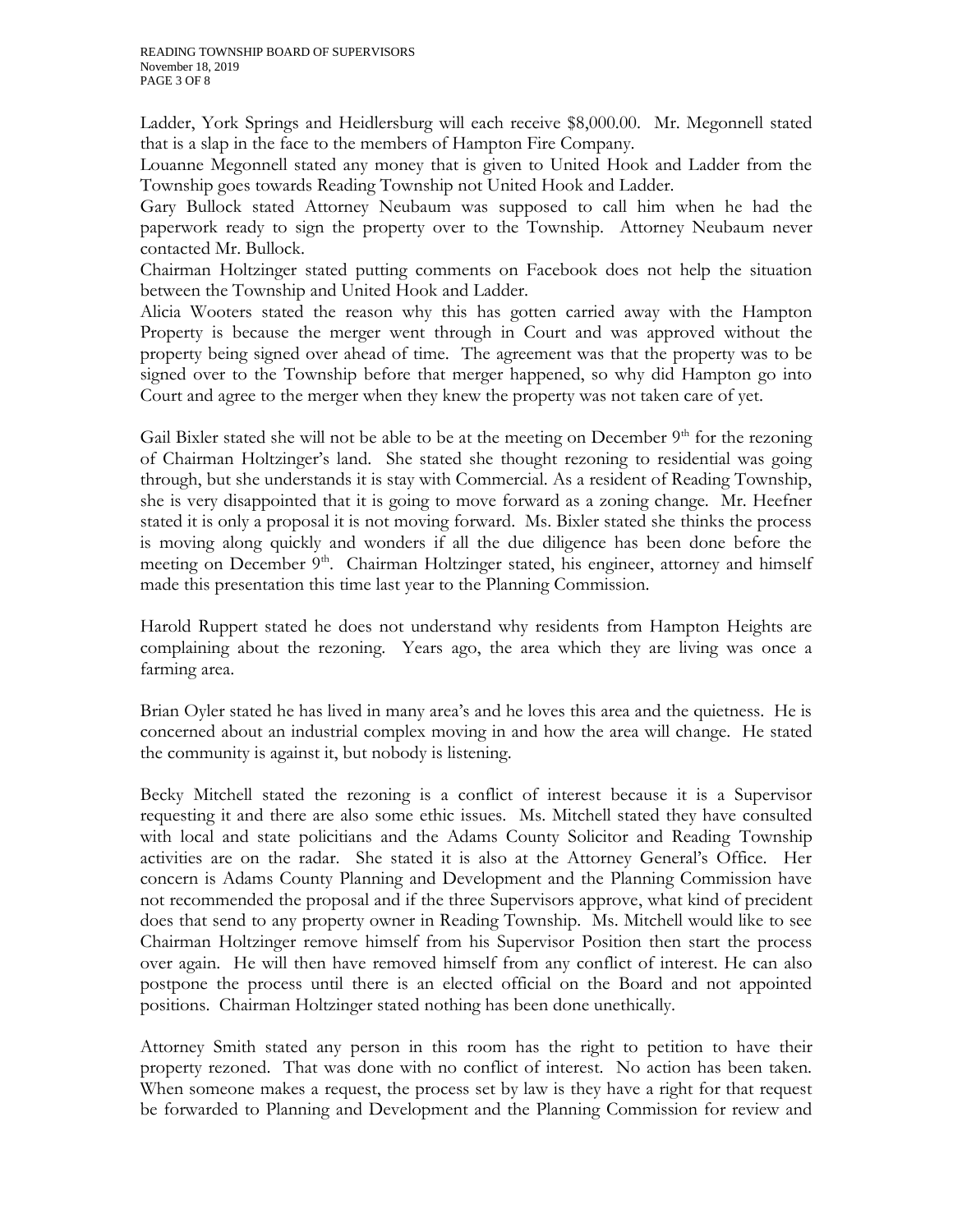Ladder, York Springs and Heidlersburg will each receive $8,000.00. Mr. Megonnell stated that is a slap in the face to the members of Hampton Fire Company.

Louanne Megonnell stated any money that is given to United Hook and Ladder from the Township goes towards Reading Township not United Hook and Ladder.

Gary Bullock stated Attorney Neubaum was supposed to call him when he had the paperwork ready to sign the property over to the Township. Attorney Neubaum never contacted Mr. Bullock.

Chairman Holtzinger stated putting comments on Facebook does not help the situation between the Township and United Hook and Ladder.

Alicia Wooters stated the reason why this has gotten carried away with the Hampton Property is because the merger went through in Court and was approved without the property being signed over ahead of time. The agreement was that the property was to be signed over to the Township before that merger happened, so why did Hampton go into Court and agree to the merger when they knew the property was not taken care of yet.

Gail Bixler stated she will not be able to be at the meeting on December 9th for the rezoning of Chairman Holtzinger's land. She stated she thought rezoning to residential was going through, but she understands it is stay with Commercial. As a resident of Reading Township, she is very disappointed that it is going to move forward as a zoning change. Mr. Heefner stated it is only a proposal it is not moving forward. Ms. Bixler stated she thinks the process is moving along quickly and wonders if all the due diligence has been done before the meeting on December 9th. Chairman Holtzinger stated, his engineer, attorney and himself made this presentation this time last year to the Planning Commission.

Harold Ruppert stated he does not understand why residents from Hampton Heights are complaining about the rezoning. Years ago, the area which they are living was once a farming area.

Brian Oyler stated he has lived in many area's and he loves this area and the quietness. He is concerned about an industrial complex moving in and how the area will change. He stated the community is against it, but nobody is listening.

Becky Mitchell stated the rezoning is a conflict of interest because it is a Supervisor requesting it and there are also some ethic issues. Ms. Mitchell stated they have consulted with local and state policitians and the Adams County Solicitor and Reading Township activities are on the radar. She stated it is also at the Attorney General's Office. Her concern is Adams County Planning and Development and the Planning Commission have not recommended the proposal and if the three Supervisors approve, what kind of precident does that send to any property owner in Reading Township. Ms. Mitchell would like to see Chairman Holtzinger remove himself from his Supervisor Position then start the process over again. He will then have removed himself from any conflict of interest. He can also postpone the process until there is an elected official on the Board and not appointed positions. Chairman Holtzinger stated nothing has been done unethically.

Attorney Smith stated any person in this room has the right to petition to have their property rezoned. That was done with no conflict of interest. No action has been taken. When someone makes a request, the process set by law is they have a right for that request be forwarded to Planning and Development and the Planning Commission for review and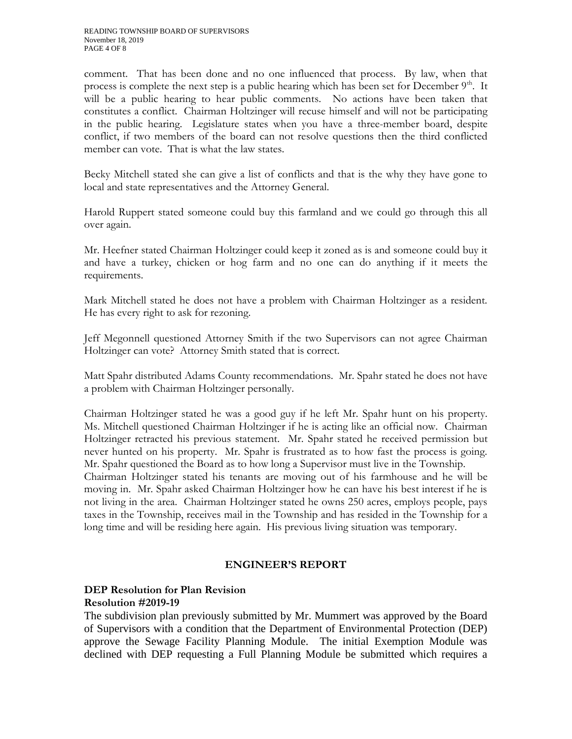comment. That has been done and no one influenced that process. By law, when that process is complete the next step is a public hearing which has been set for December 9th. It will be a public hearing to hear public comments. No actions have been taken that constitutes a conflict. Chairman Holtzinger will recuse himself and will not be participating in the public hearing. Legislature states when you have a three-member board, despite conflict, if two members of the board can not resolve questions then the third conflicted member can vote. That is what the law states.

Becky Mitchell stated she can give a list of conflicts and that is the why they have gone to local and state representatives and the Attorney General.

Harold Ruppert stated someone could buy this farmland and we could go through this all over again.

Mr. Heefner stated Chairman Holtzinger could keep it zoned as is and someone could buy it and have a turkey, chicken or hog farm and no one can do anything if it meets the requirements.

Mark Mitchell stated he does not have a problem with Chairman Holtzinger as a resident. He has every right to ask for rezoning.

Jeff Megonnell questioned Attorney Smith if the two Supervisors can not agree Chairman Holtzinger can vote? Attorney Smith stated that is correct.

Matt Spahr distributed Adams County recommendations. Mr. Spahr stated he does not have a problem with Chairman Holtzinger personally.

Chairman Holtzinger stated he was a good guy if he left Mr. Spahr hunt on his property. Ms. Mitchell questioned Chairman Holtzinger if he is acting like an official now. Chairman Holtzinger retracted his previous statement. Mr. Spahr stated he received permission but never hunted on his property. Mr. Spahr is frustrated as to how fast the process is going. Mr. Spahr questioned the Board as to how long a Supervisor must live in the Township. Chairman Holtzinger stated his tenants are moving out of his farmhouse and he will be moving in. Mr. Spahr asked Chairman Holtzinger how he can have his best interest if he is not living in the area. Chairman Holtzinger stated he owns 250 acres, employs people, pays taxes in the Township, receives mail in the Township and has resided in the Township for a long time and will be residing here again. His previous living situation was temporary.

## ENGINEER'S REPORT

**DEP Resolution for Plan Revision**
**Resolution #2019-19**

The subdivision plan previously submitted by Mr. Mummert was approved by the Board of Supervisors with a condition that the Department of Environmental Protection (DEP) approve the Sewage Facility Planning Module. The initial Exemption Module was declined with DEP requesting a Full Planning Module be submitted which requires a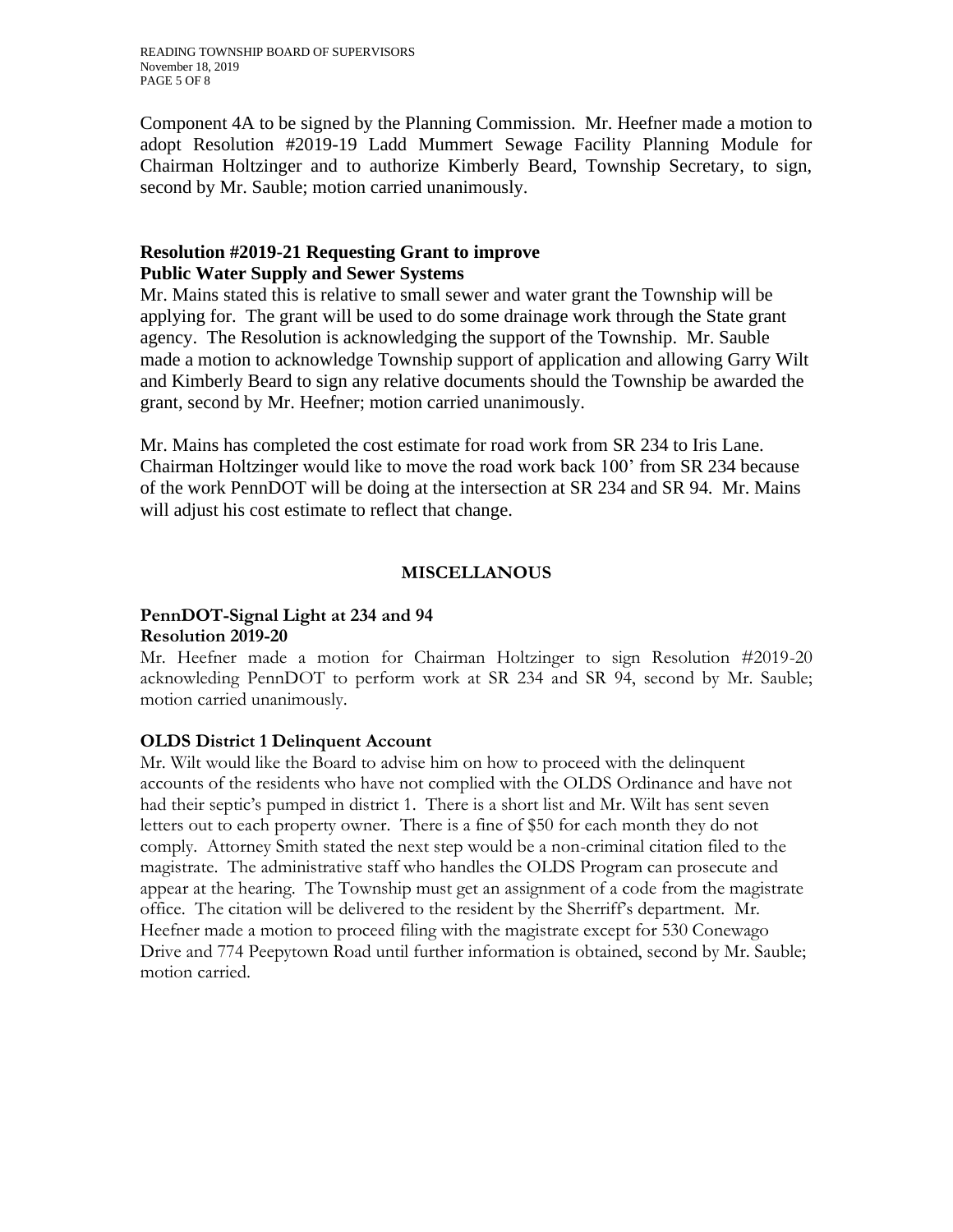Component 4A to be signed by the Planning Commission. Mr. Heefner made a motion to adopt Resolution #2019-19 Ladd Mummert Sewage Facility Planning Module for Chairman Holtzinger and to authorize Kimberly Beard, Township Secretary, to sign, second by Mr. Sauble; motion carried unanimously.

**Resolution #2019-21 Requesting Grant to improve Public Water Supply and Sewer Systems**

Mr. Mains stated this is relative to small sewer and water grant the Township will be applying for. The grant will be used to do some drainage work through the State grant agency. The Resolution is acknowledging the support of the Township. Mr. Sauble made a motion to acknowledge Township support of application and allowing Garry Wilt and Kimberly Beard to sign any relative documents should the Township be awarded the grant, second by Mr. Heefner; motion carried unanimously.

Mr. Mains has completed the cost estimate for road work from SR 234 to Iris Lane. Chairman Holtzinger would like to move the road work back 100' from SR 234 because of the work PennDOT will be doing at the intersection at SR 234 and SR 94. Mr. Mains will adjust his cost estimate to reflect that change.

## MISCELLANOUS

**PennDOT-Signal Light at 234 and 94**
**Resolution 2019-20**

Mr. Heefner made a motion for Chairman Holtzinger to sign Resolution #2019-20 acknowleding PennDOT to perform work at SR 234 and SR 94, second by Mr. Sauble; motion carried unanimously.

**OLDS District 1 Delinquent Account**

Mr. Wilt would like the Board to advise him on how to proceed with the delinquent accounts of the residents who have not complied with the OLDS Ordinance and have not had their septic's pumped in district 1. There is a short list and Mr. Wilt has sent seven letters out to each property owner. There is a fine of $50 for each month they do not comply. Attorney Smith stated the next step would be a non-criminal citation filed to the magistrate. The administrative staff who handles the OLDS Program can prosecute and appear at the hearing. The Township must get an assignment of a code from the magistrate office. The citation will be delivered to the resident by the Sherriff's department. Mr. Heefner made a motion to proceed filing with the magistrate except for 530 Conewago Drive and 774 Peepytown Road until further information is obtained, second by Mr. Sauble; motion carried.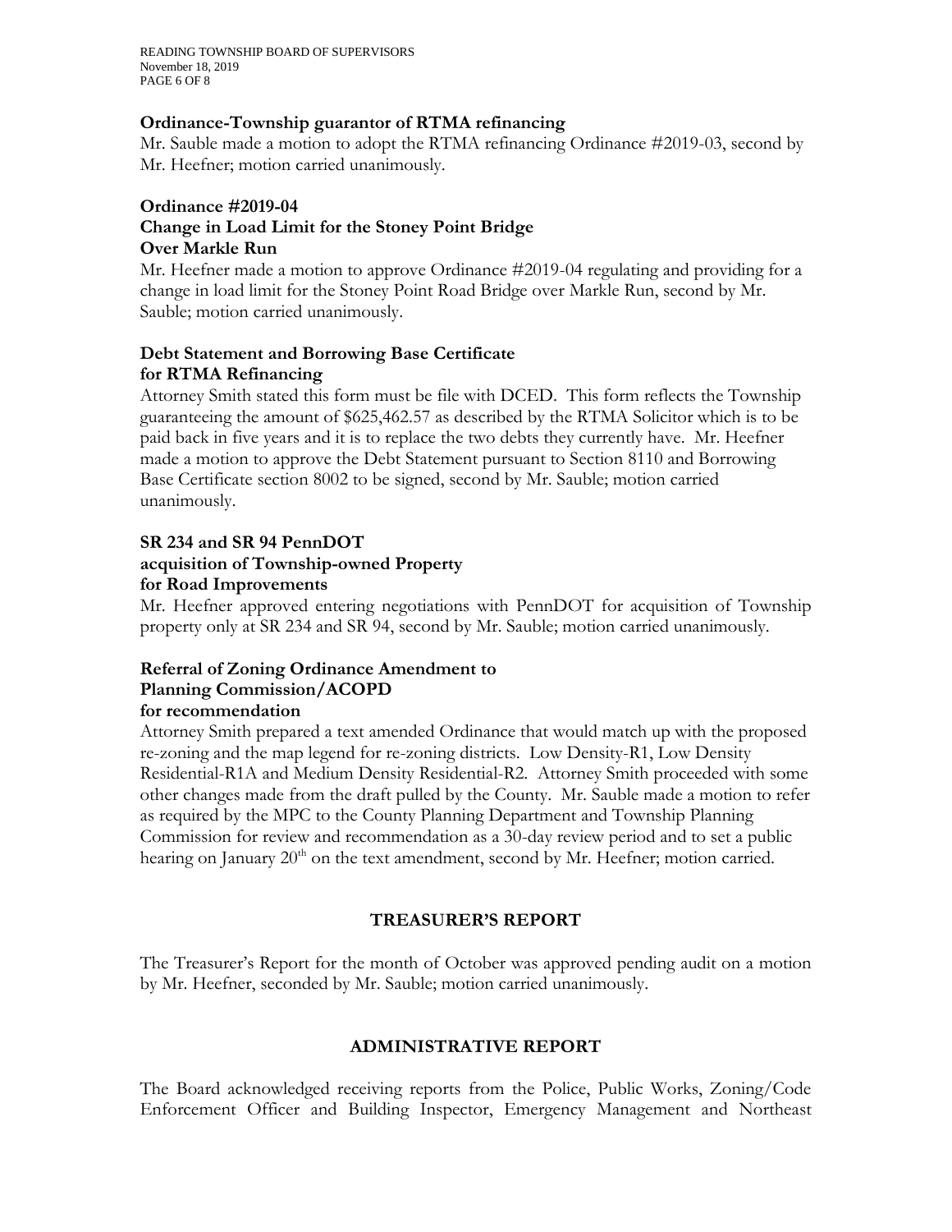**Ordinance-Township guarantor of RTMA refinancing**

Mr. Sauble made a motion to adopt the RTMA refinancing Ordinance #2019-03, second by Mr. Heefner; motion carried unanimously.

**Ordinance #2019-04**
**Change in Load Limit for the Stoney Point Bridge**
**Over Markle Run**

Mr. Heefner made a motion to approve Ordinance #2019-04 regulating and providing for a change in load limit for the Stoney Point Road Bridge over Markle Run, second by Mr. Sauble; motion carried unanimously.

**Debt Statement and Borrowing Base Certificate**
**for RTMA Refinancing**

Attorney Smith stated this form must be file with DCED. This form reflects the Township guaranteeing the amount of $625,462.57 as described by the RTMA Solicitor which is to be paid back in five years and it is to replace the two debts they currently have. Mr. Heefner made a motion to approve the Debt Statement pursuant to Section 8110 and Borrowing Base Certificate section 8002 to be signed, second by Mr. Sauble; motion carried unanimously.

**SR 234 and SR 94 PennDOT**
**acquisition of Township-owned Property**
**for Road Improvements**

Mr. Heefner approved entering negotiations with PennDOT for acquisition of Township property only at SR 234 and SR 94, second by Mr. Sauble; motion carried unanimously.

**Referral of Zoning Ordinance Amendment to**
**Planning Commission/ACOPD**
**for recommendation**

Attorney Smith prepared a text amended Ordinance that would match up with the proposed re-zoning and the map legend for re-zoning districts. Low Density-R1, Low Density Residential-R1A and Medium Density Residential-R2. Attorney Smith proceeded with some other changes made from the draft pulled by the County. Mr. Sauble made a motion to refer as required by the MPC to the County Planning Department and Township Planning Commission for review and recommendation as a 30-day review period and to set a public hearing on January 20th on the text amendment, second by Mr. Heefner; motion carried.

## TREASURER'S REPORT

The Treasurer's Report for the month of October was approved pending audit on a motion by Mr. Heefner, seconded by Mr. Sauble; motion carried unanimously.

## ADMINISTRATIVE REPORT

The Board acknowledged receiving reports from the Police, Public Works, Zoning/Code Enforcement Officer and Building Inspector, Emergency Management and Northeast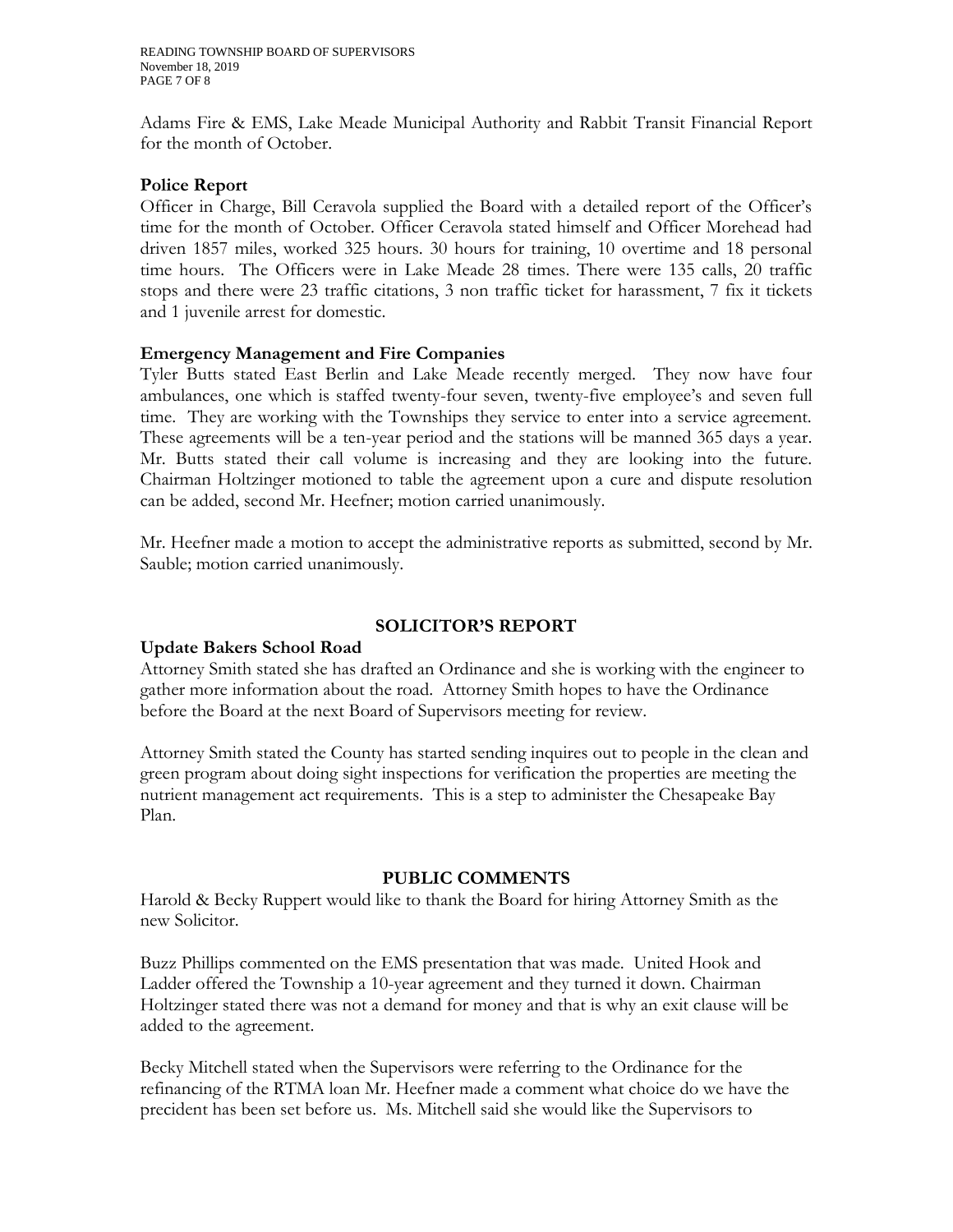Adams Fire & EMS, Lake Meade Municipal Authority and Rabbit Transit Financial Report for the month of October.

**Police Report**

Officer in Charge, Bill Ceravola supplied the Board with a detailed report of the Officer's time for the month of October. Officer Ceravola stated himself and Officer Morehead had driven 1857 miles, worked 325 hours. 30 hours for training, 10 overtime and 18 personal time hours. The Officers were in Lake Meade 28 times. There were 135 calls, 20 traffic stops and there were 23 traffic citations, 3 non traffic ticket for harassment, 7 fix it tickets and 1 juvenile arrest for domestic.

**Emergency Management and Fire Companies**

Tyler Butts stated East Berlin and Lake Meade recently merged. They now have four ambulances, one which is staffed twenty-four seven, twenty-five employee's and seven full time. They are working with the Townships they service to enter into a service agreement. These agreements will be a ten-year period and the stations will be manned 365 days a year. Mr. Butts stated their call volume is increasing and they are looking into the future. Chairman Holtzinger motioned to table the agreement upon a cure and dispute resolution can be added, second Mr. Heefner; motion carried unanimously.

Mr. Heefner made a motion to accept the administrative reports as submitted, second by Mr. Sauble; motion carried unanimously.

## SOLICITOR'S REPORT

**Update Bakers School Road**

Attorney Smith stated she has drafted an Ordinance and she is working with the engineer to gather more information about the road. Attorney Smith hopes to have the Ordinance before the Board at the next Board of Supervisors meeting for review.

Attorney Smith stated the County has started sending inquires out to people in the clean and green program about doing sight inspections for verification the properties are meeting the nutrient management act requirements. This is a step to administer the Chesapeake Bay Plan.

## PUBLIC COMMENTS

Harold & Becky Ruppert would like to thank the Board for hiring Attorney Smith as the new Solicitor.

Buzz Phillips commented on the EMS presentation that was made. United Hook and Ladder offered the Township a 10-year agreement and they turned it down. Chairman Holtzinger stated there was not a demand for money and that is why an exit clause will be added to the agreement.

Becky Mitchell stated when the Supervisors were referring to the Ordinance for the refinancing of the RTMA loan Mr. Heefner made a comment what choice do we have the precident has been set before us. Ms. Mitchell said she would like the Supervisors to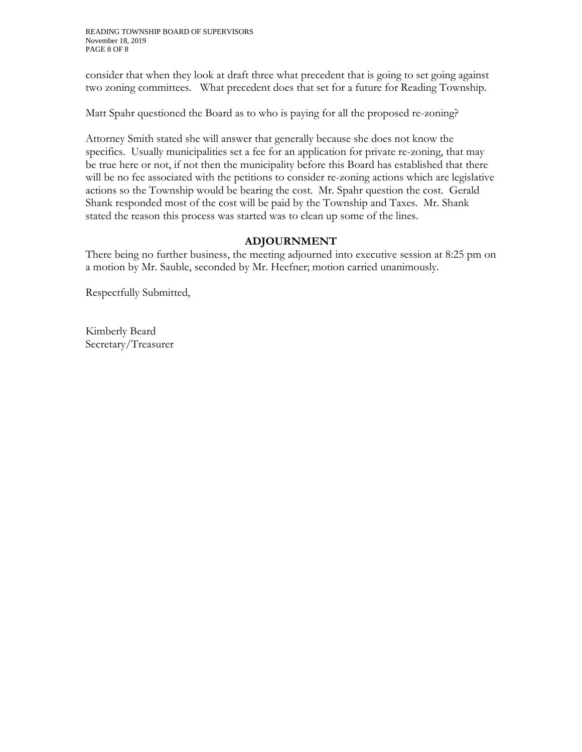consider that when they look at draft three what precedent that is going to set going against two zoning committees. What precedent does that set for a future for Reading Township.

Matt Spahr questioned the Board as to who is paying for all the proposed re-zoning?

Attorney Smith stated she will answer that generally because she does not know the specifics. Usually municipalities set a fee for an application for private re-zoning, that may be true here or not, if not then the municipality before this Board has established that there will be no fee associated with the petitions to consider re-zoning actions which are legislative actions so the Township would be bearing the cost. Mr. Spahr question the cost. Gerald Shank responded most of the cost will be paid by the Township and Taxes. Mr. Shank stated the reason this process was started was to clean up some of the lines.

## ADJOURNMENT

There being no further business, the meeting adjourned into executive session at 8:25 pm on a motion by Mr. Sauble, seconded by Mr. Heefner; motion carried unanimously.

Respectfully Submitted,

Kimberly Beard
Secretary/Treasurer